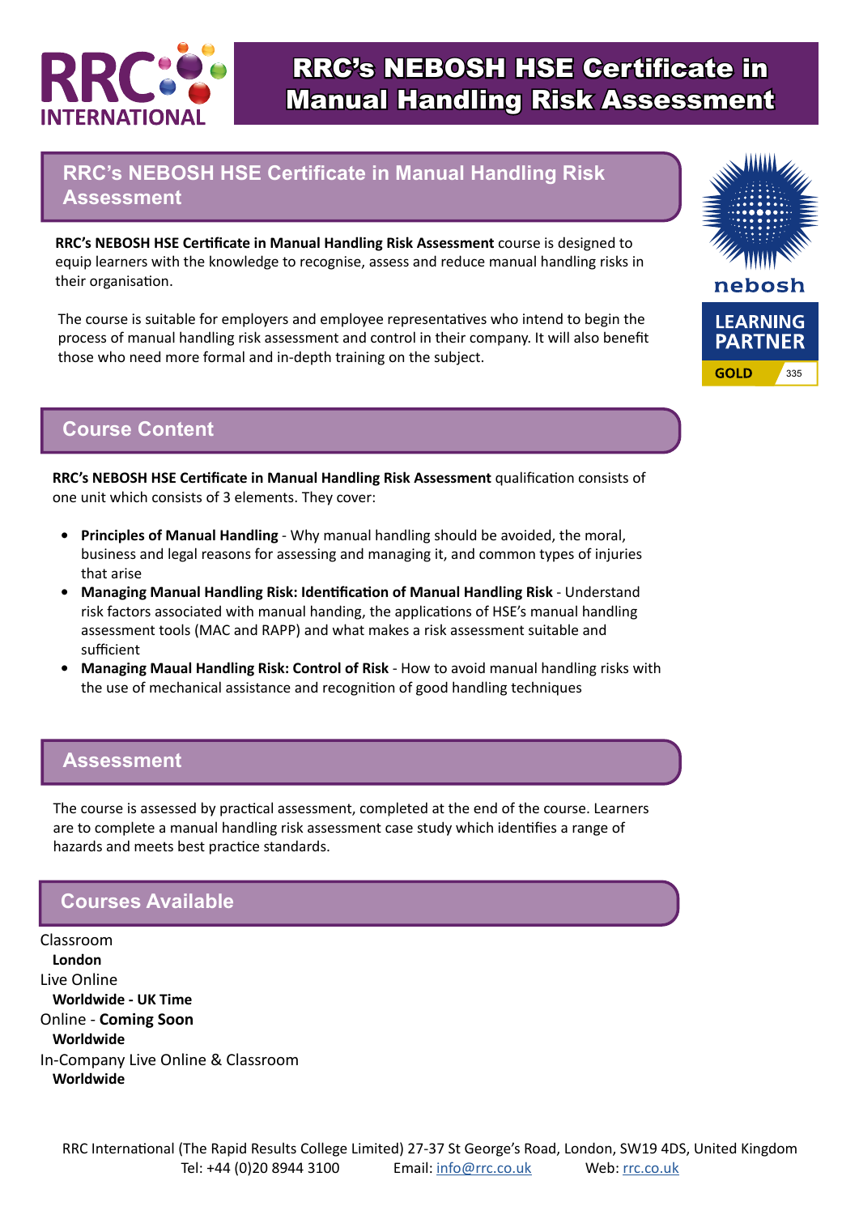# RRC's NEBOSH HSE Certificate in Manual Handling Risk Assessment

## RRC's NEBOSH HSE Certificate in Manual Handling Risk Assessment

**RRC's NEBOSH HSE Certificate in Manual Handling Risk Assessment** course is designed to equip learners with the knowledge to recognise, assess and reduce manual handling risks in their organisation.

The course is suitable for employers and employee representatives who intend to begin the process of manual handling risk assessment and control in their company. It will also benefit those who need more formal and in-depth training on the subject.

nebosh
LEARNING PARTNER
GOLD 335

## Course Content

**RRC's NEBOSH HSE Certificate in Manual Handling Risk Assessment** qualification consists of one unit which consists of 3 elements. They cover:

- **Principles of Manual Handling** - Why manual handling should be avoided, the moral, business and legal reasons for assessing and managing it, and common types of injuries that arise
- **Managing Manual Handling Risk: Identification of Manual Handling Risk** - Understand risk factors associated with manual handing, the applications of HSE's manual handling assessment tools (MAC and RAPP) and what makes a risk assessment suitable and sufficient
- **Managing Maual Handling Risk: Control of Risk** - How to avoid manual handling risks with the use of mechanical assistance and recognition of good handling techniques

## Assessment

The course is assessed by practical assessment, completed at the end of the course. Learners are to complete a manual handling risk assessment case study which identifies a range of hazards and meets best practice standards.

## Courses Available

Classroom
**London**
Live Online
**Worldwide - UK Time**
Online - **Coming Soon**
**Worldwide**
In-Company Live Online & Classroom
**Worldwide**

RRC International (The Rapid Results College Limited) 27-37 St George's Road, London, SW19 4DS, United Kingdom
Tel: +44 (0)20 8944 3100 Email: info@rrc.co.uk Web: rrc.co.uk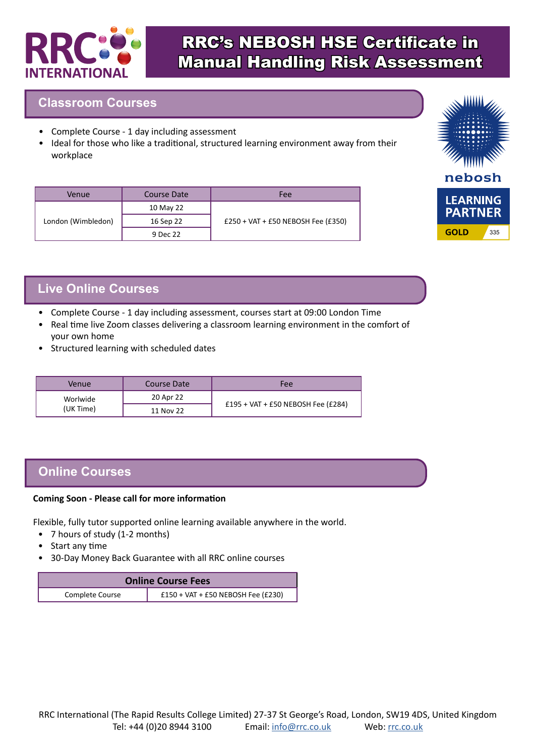# RRC's NEBOSH HSE Certificate in Manual Handling Risk Assessment

## Classroom Courses

- Complete Course - 1 day including assessment
- Ideal for those who like a traditional, structured learning environment away from their workplace

| Venue | Course Date | Fee |
|---|---|---|
| London (Wimbledon) | 10 May 22 | £250 + VAT + £50 NEBOSH Fee (£350) |
| | 16 Sep 22 | |
| | 9 Dec 22 | |

nebosh
LEARNING PARTNER
GOLD 335

## Live Online Courses

- Complete Course - 1 day including assessment, courses start at 09:00 London Time
- Real time live Zoom classes delivering a classroom learning environment in the comfort of your own home
- Structured learning with scheduled dates

| Venue | Course Date | Fee |
|---|---|---|
| Worlwide (UK Time) | 20 Apr 22 | £195 + VAT + £50 NEBOSH Fee (£284) |
| | 11 Nov 22 | |

## Online Courses

**Coming Soon - Please call for more information**

Flexible, fully tutor supported online learning available anywhere in the world.

- 7 hours of study (1-2 months)
- Start any time
- 30-Day Money Back Guarantee with all RRC online courses

| Online Course Fees | |
|---|---|
| Complete Course | £150 + VAT + £50 NEBOSH Fee (£230) |

RRC International (The Rapid Results College Limited) 27-37 St George's Road, London, SW19 4DS, United Kingdom
Tel: +44 (0)20 8944 3100 Email: info@rrc.co.uk Web: rrc.co.uk